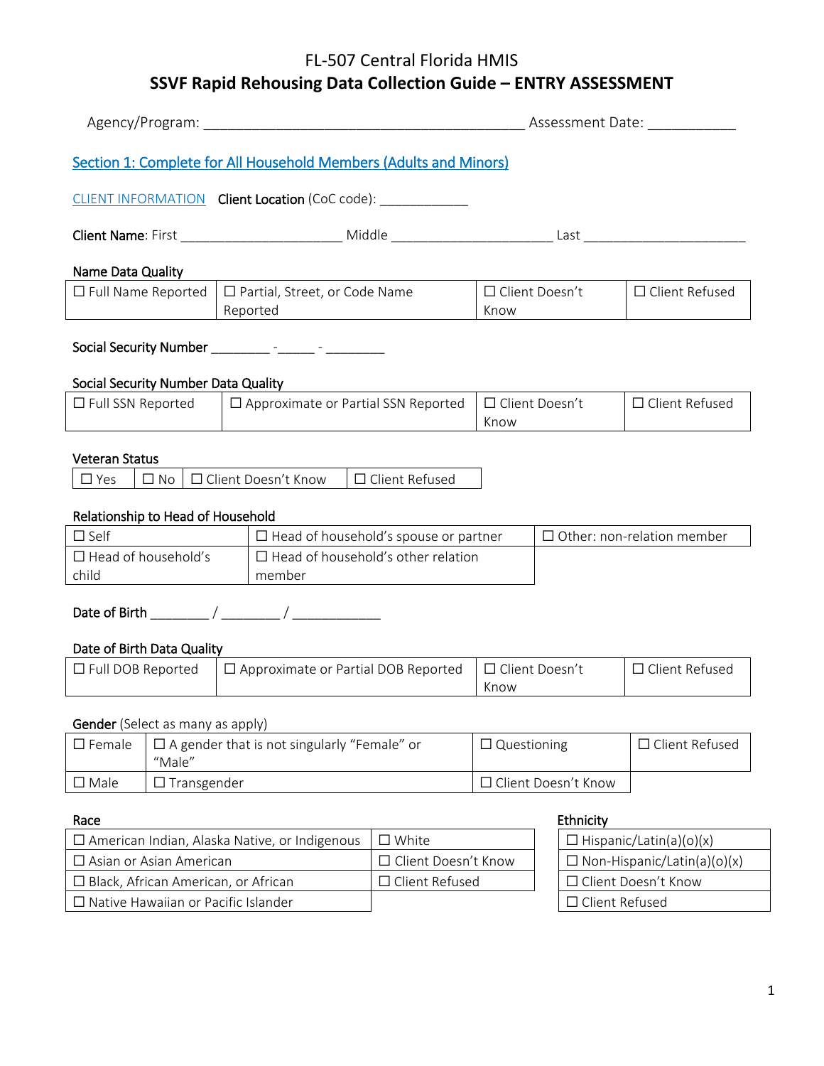# FL-507 Central Florida HMIS

## SSVF Rapid Rehousing Data Collection Guide – ENTRY ASSESSMENT

Agency/Program: ________________________________________ Assessment Date: ___________

### Section 1: Complete for All Household Members (Adults and Minors)

CLIENT INFORMATION **Client Location** (CoC code): ___________

**Client Name**: First ____________________ Middle ____________________ Last ____________________

**Name Data Quality**

| ☐ Full Name Reported | ☐ Partial, Street, or Code Name Reported | ☐ Client Doesn't Know | ☐ Client Refused |
|---|---|---|---|

**Social Security Number** ________ -_____ - ________

**Social Security Number Data Quality**

| ☐ Full SSN Reported | ☐ Approximate or Partial SSN Reported | ☐ Client Doesn't Know | ☐ Client Refused |
|---|---|---|---|

**Veteran Status**

| ☐ Yes | ☐ No | ☐ Client Doesn't Know | ☐ Client Refused |
|---|---|---|---|

**Relationship to Head of Household**

| ☐ Self | ☐ Head of household's spouse or partner | ☐ Other: non-relation member |
|---|---|---|
| ☐ Head of household's child | ☐ Head of household's other relation member | |

**Date of Birth** ________ / ________ / ____________

**Date of Birth Data Quality**

| ☐ Full DOB Reported | ☐ Approximate or Partial DOB Reported | ☐ Client Doesn't Know | ☐ Client Refused |
|---|---|---|---|

**Gender** (Select as many as apply)

| ☐ Female | ☐ A gender that is not singularly "Female" or "Male" | ☐ Questioning | ☐ Client Refused |
|---|---|---|---|
| ☐ Male | ☐ Transgender | ☐ Client Doesn't Know | |

**Race**

| ☐ American Indian, Alaska Native, or Indigenous | ☐ White |
|---|---|
| ☐ Asian or Asian American | ☐ Client Doesn't Know |
| ☐ Black, African American, or African | ☐ Client Refused |
| ☐ Native Hawaiian or Pacific Islander | |

**Ethnicity**

| ☐ Hispanic/Latin(a)(o)(x) |
|---|
| ☐ Non-Hispanic/Latin(a)(o)(x) |
| ☐ Client Doesn't Know |
| ☐ Client Refused |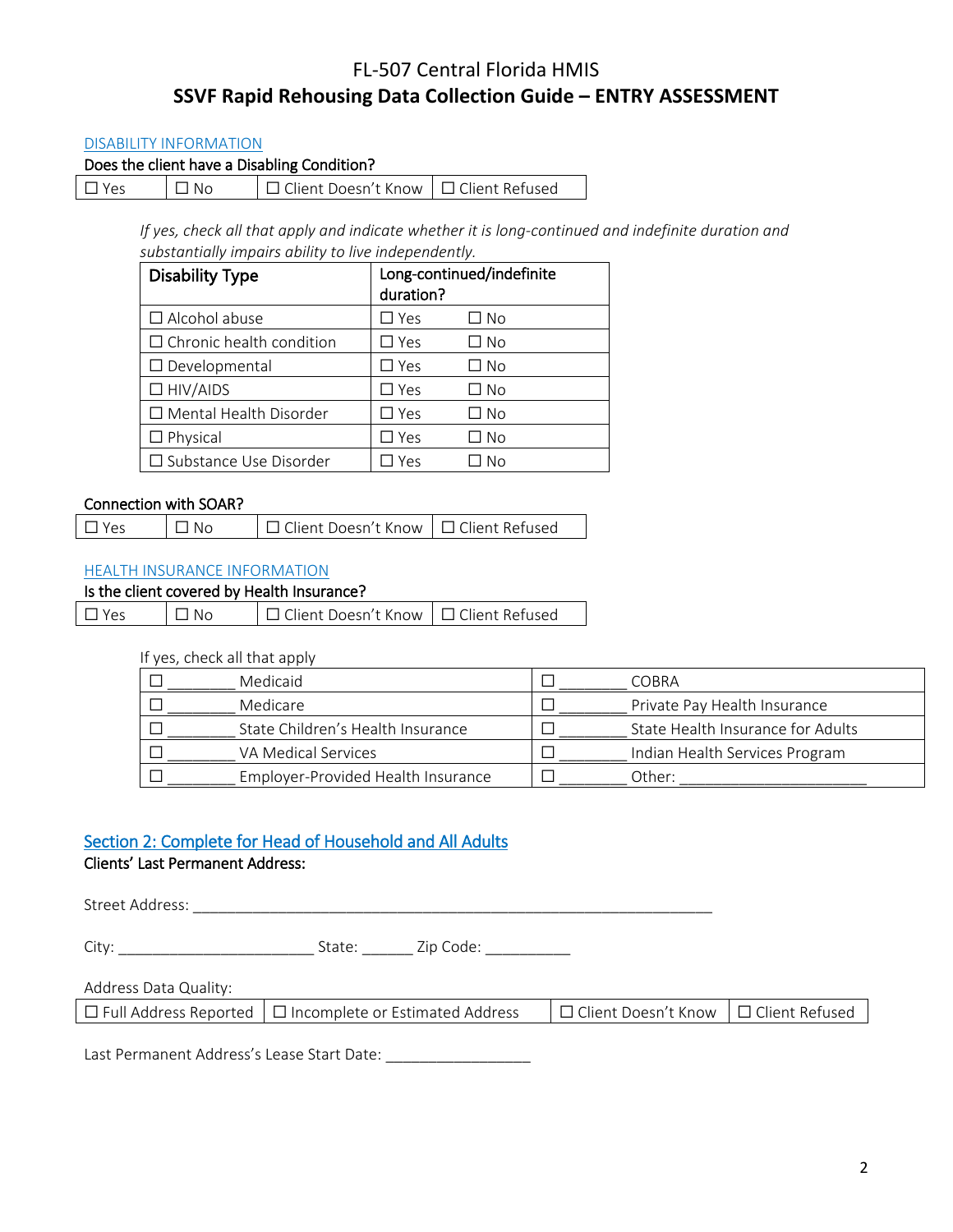# FL-507 Central Florida HMIS
## SSVF Rapid Rehousing Data Collection Guide – ENTRY ASSESSMENT

DISABILITY INFORMATION

Does the client have a Disabling Condition?

| ☐ Yes | ☐ No | ☐ Client Doesn't Know | ☐ Client Refused |
|---|---|---|---|

*If yes, check all that apply and indicate whether it is long-continued and indefinite duration and substantially impairs ability to live independently.*

| Disability Type | Long-continued/indefinite duration? | |
|---|---|---|
| ☐ Alcohol abuse | ☐ Yes | ☐ No |
| ☐ Chronic health condition | ☐ Yes | ☐ No |
| ☐ Developmental | ☐ Yes | ☐ No |
| ☐ HIV/AIDS | ☐ Yes | ☐ No |
| ☐ Mental Health Disorder | ☐ Yes | ☐ No |
| ☐ Physical | ☐ Yes | ☐ No |
| ☐ Substance Use Disorder | ☐ Yes | ☐ No |

Connection with SOAR?

| ☐ Yes | ☐ No | ☐ Client Doesn't Know | ☐ Client Refused |
|---|---|---|---|

HEALTH INSURANCE INFORMATION

Is the client covered by Health Insurance?

| ☐ Yes | ☐ No | ☐ Client Doesn't Know | ☐ Client Refused |
|---|---|---|---|

If yes, check all that apply

| | |
|---|---|
| ☐ ________ Medicaid | ☐ ________ COBRA |
| ☐ ________ Medicare | ☐ ________ Private Pay Health Insurance |
| ☐ ________ State Children's Health Insurance | ☐ ________ State Health Insurance for Adults |
| ☐ ________ VA Medical Services | ☐ ________ Indian Health Services Program |
| ☐ ________ Employer-Provided Health Insurance | ☐ ________ Other: ______________________ |

## Section 2: Complete for Head of Household and All Adults

**Clients' Last Permanent Address:**

Street Address: ____________________________________________________________

City: ______________________ State: ______ Zip Code: __________

Address Data Quality:

| ☐ Full Address Reported | ☐ Incomplete or Estimated Address | ☐ Client Doesn't Know | ☐ Client Refused |
|---|---|---|---|

Last Permanent Address's Lease Start Date: ________________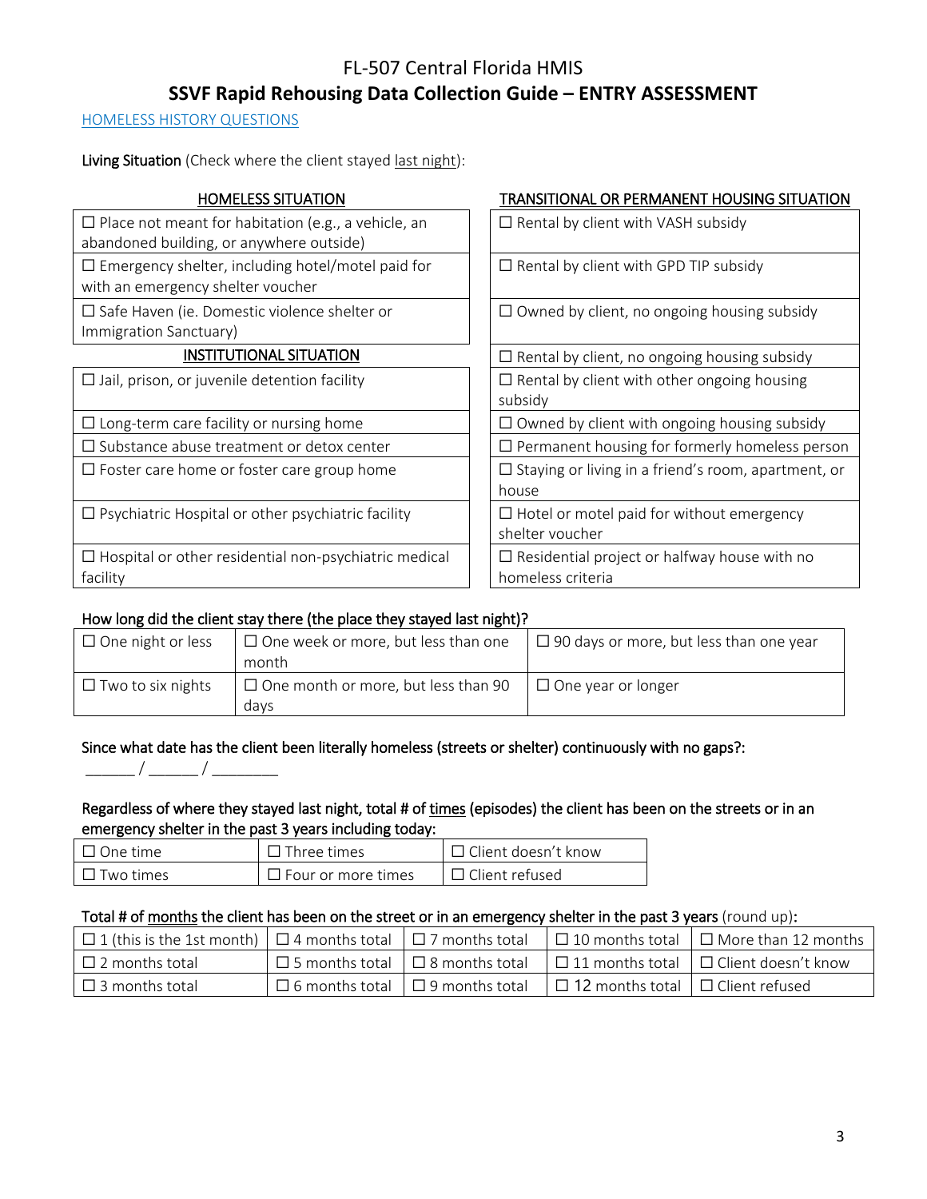# FL-507 Central Florida HMIS

## SSVF Rapid Rehousing Data Collection Guide – ENTRY ASSESSMENT

HOMELESS HISTORY QUESTIONS

**Living Situation** (Check where the client stayed last night):

| HOMELESS SITUATION | TRANSITIONAL OR PERMANENT HOUSING SITUATION |
|---|---|
| ☐ Place not meant for habitation (e.g., a vehicle, an abandoned building, or anywhere outside) | ☐ Rental by client with VASH subsidy |
| ☐ Emergency shelter, including hotel/motel paid for with an emergency shelter voucher | ☐ Rental by client with GPD TIP subsidy |
| ☐ Safe Haven (ie. Domestic violence shelter or Immigration Sanctuary) | ☐ Owned by client, no ongoing housing subsidy |
| **INSTITUTIONAL SITUATION** | ☐ Rental by client, no ongoing housing subsidy |
| ☐ Jail, prison, or juvenile detention facility | ☐ Rental by client with other ongoing housing subsidy |
| ☐ Long-term care facility or nursing home | ☐ Owned by client with ongoing housing subsidy |
| ☐ Substance abuse treatment or detox center | ☐ Permanent housing for formerly homeless person |
| ☐ Foster care home or foster care group home | ☐ Staying or living in a friend's room, apartment, or house |
| ☐ Psychiatric Hospital or other psychiatric facility | ☐ Hotel or motel paid for without emergency shelter voucher |
| ☐ Hospital or other residential non-psychiatric medical facility | ☐ Residential project or halfway house with no homeless criteria |

**How long did the client stay there (the place they stayed last night)?**

| | | |
|---|---|---|
| ☐ One night or less | ☐ One week or more, but less than one month | ☐ 90 days or more, but less than one year |
| ☐ Two to six nights | ☐ One month or more, but less than 90 days | ☐ One year or longer |

**Since what date has the client been literally homeless (streets or shelter) continuously with no gaps?:**

______ / ______ / ________

**Regardless of where they stayed last night, total # of times (episodes) the client has been on the streets or in an emergency shelter in the past 3 years including today:**

| | | |
|---|---|---|
| ☐ One time | ☐ Three times | ☐ Client doesn't know |
| ☐ Two times | ☐ Four or more times | ☐ Client refused |

**Total # of months the client has been on the street or in an emergency shelter in the past 3 years** (round up)**:**

| | | | | |
|---|---|---|---|---|
| ☐ 1 (this is the 1st month) | ☐ 4 months total | ☐ 7 months total | ☐ 10 months total | ☐ More than 12 months |
| ☐ 2 months total | ☐ 5 months total | ☐ 8 months total | ☐ 11 months total | ☐ Client doesn't know |
| ☐ 3 months total | ☐ 6 months total | ☐ 9 months total | ☐ 12 months total | ☐ Client refused |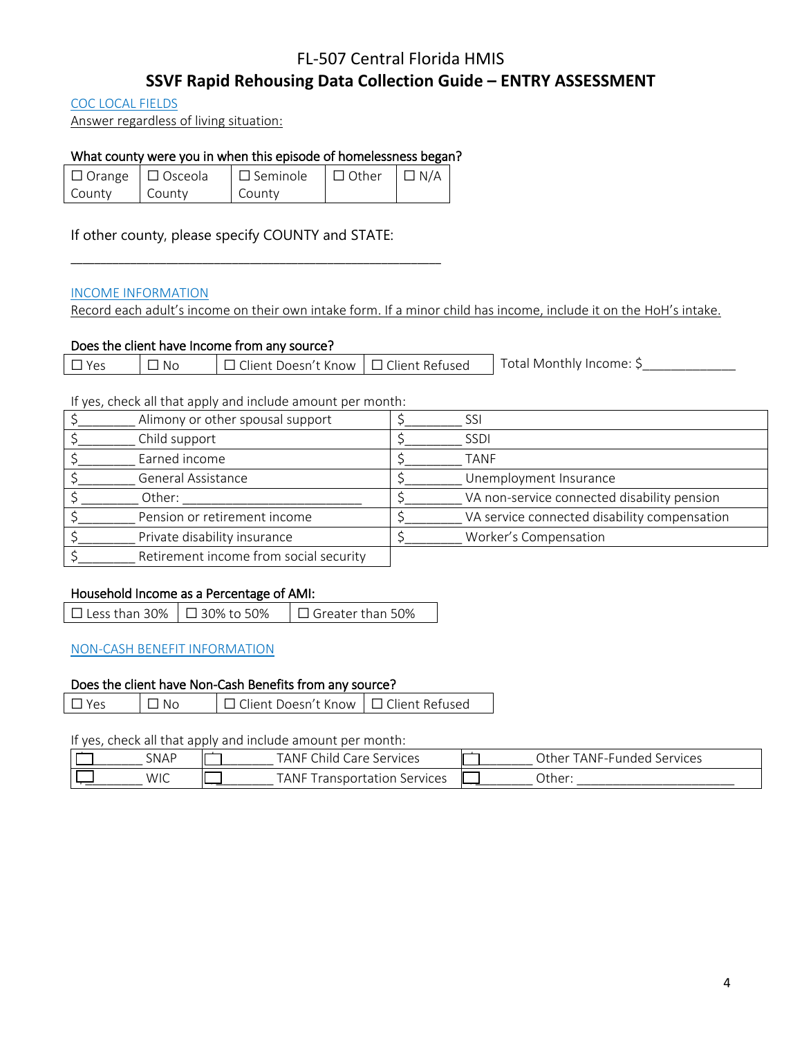# FL-507 Central Florida HMIS

## SSVF Rapid Rehousing Data Collection Guide – ENTRY ASSESSMENT

COC LOCAL FIELDS

Answer regardless of living situation:

**What county were you in when this episode of homelessness began?**

| ☐ Orange County | ☐ Osceola County | ☐ Seminole County | ☐ Other | ☐ N/A |
|---|---|---|---|---|

If other county, please specify COUNTY and STATE:

_______________________________________________

INCOME INFORMATION

Record each adult's income on their own intake form. If a minor child has income, include it on the HoH's intake.

**Does the client have Income from any source?**

| ☐ Yes | ☐ No | ☐ Client Doesn't Know | ☐ Client Refused | Total Monthly Income: $____________ |
|---|---|---|---|---|

If yes, check all that apply and include amount per month:

| | |
|---|---|
| $________ Alimony or other spousal support | $________ SSI |
| $________ Child support | $________ SSDI |
| $________ Earned income | $________ TANF |
| $________ General Assistance | $________ Unemployment Insurance |
| $ ________ Other: ________________________ | $________ VA non-service connected disability pension |
| $________ Pension or retirement income | $________ VA service connected disability compensation |
| $________ Private disability insurance | $________ Worker's Compensation |
| $________ Retirement income from social security | |

**Household Income as a Percentage of AMI:**

| ☐ Less than 30% | ☐ 30% to 50% | ☐ Greater than 50% |
|---|---|---|

NON-CASH BENEFIT INFORMATION

**Does the client have Non-Cash Benefits from any source?**

| ☐ Yes | ☐ No | ☐ Client Doesn't Know | ☐ Client Refused |
|---|---|---|---|

If yes, check all that apply and include amount per month:

| | | |
|---|---|---|
| ☐ ________ SNAP | ☐ ________ TANF Child Care Services | ☐ ________ Other TANF-Funded Services |
| ☐ ________ WIC | ☐ ________ TANF Transportation Services | ☐ ________ Other: ______________________ |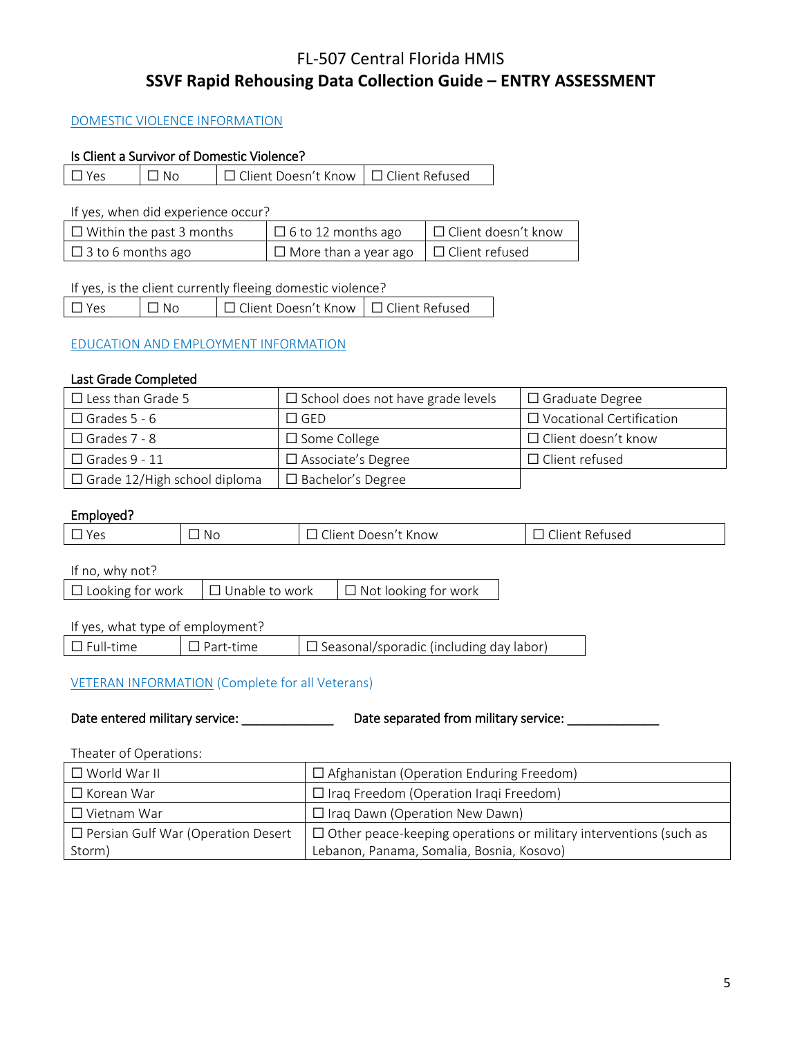# FL-507 Central Florida HMIS

## SSVF Rapid Rehousing Data Collection Guide – ENTRY ASSESSMENT

### DOMESTIC VIOLENCE INFORMATION

**Is Client a Survivor of Domestic Violence?**

| ☐ Yes | ☐ No | ☐ Client Doesn't Know | ☐ Client Refused |
|---|---|---|---|

If yes, when did experience occur?

| ☐ Within the past 3 months | ☐ 6 to 12 months ago | ☐ Client doesn't know |
|---|---|---|
| ☐ 3 to 6 months ago | ☐ More than a year ago | ☐ Client refused |

If yes, is the client currently fleeing domestic violence?

| ☐ Yes | ☐ No | ☐ Client Doesn't Know | ☐ Client Refused |
|---|---|---|---|

### EDUCATION AND EMPLOYMENT INFORMATION

**Last Grade Completed**

| ☐ Less than Grade 5 | ☐ School does not have grade levels | ☐ Graduate Degree |
|---|---|---|
| ☐ Grades 5 - 6 | ☐ GED | ☐ Vocational Certification |
| ☐ Grades 7 - 8 | ☐ Some College | ☐ Client doesn't know |
| ☐ Grades 9 - 11 | ☐ Associate's Degree | ☐ Client refused |
| ☐ Grade 12/High school diploma | ☐ Bachelor's Degree | |

**Employed?**

| ☐ Yes | ☐ No | ☐ Client Doesn't Know | ☐ Client Refused |
|---|---|---|---|

If no, why not?

| ☐ Looking for work | ☐ Unable to work | ☐ Not looking for work |
|---|---|---|

If yes, what type of employment?

| ☐ Full-time | ☐ Part-time | ☐ Seasonal/sporadic (including day labor) |
|---|---|---|

### VETERAN INFORMATION (Complete for all Veterans)

**Date entered military service:** _____________ **Date separated from military service:** _____________

Theater of Operations:

| ☐ World War II | ☐ Afghanistan (Operation Enduring Freedom) |
|---|---|
| ☐ Korean War | ☐ Iraq Freedom (Operation Iraqi Freedom) |
| ☐ Vietnam War | ☐ Iraq Dawn (Operation New Dawn) |
| ☐ Persian Gulf War (Operation Desert Storm) | ☐ Other peace-keeping operations or military interventions (such as Lebanon, Panama, Somalia, Bosnia, Kosovo) |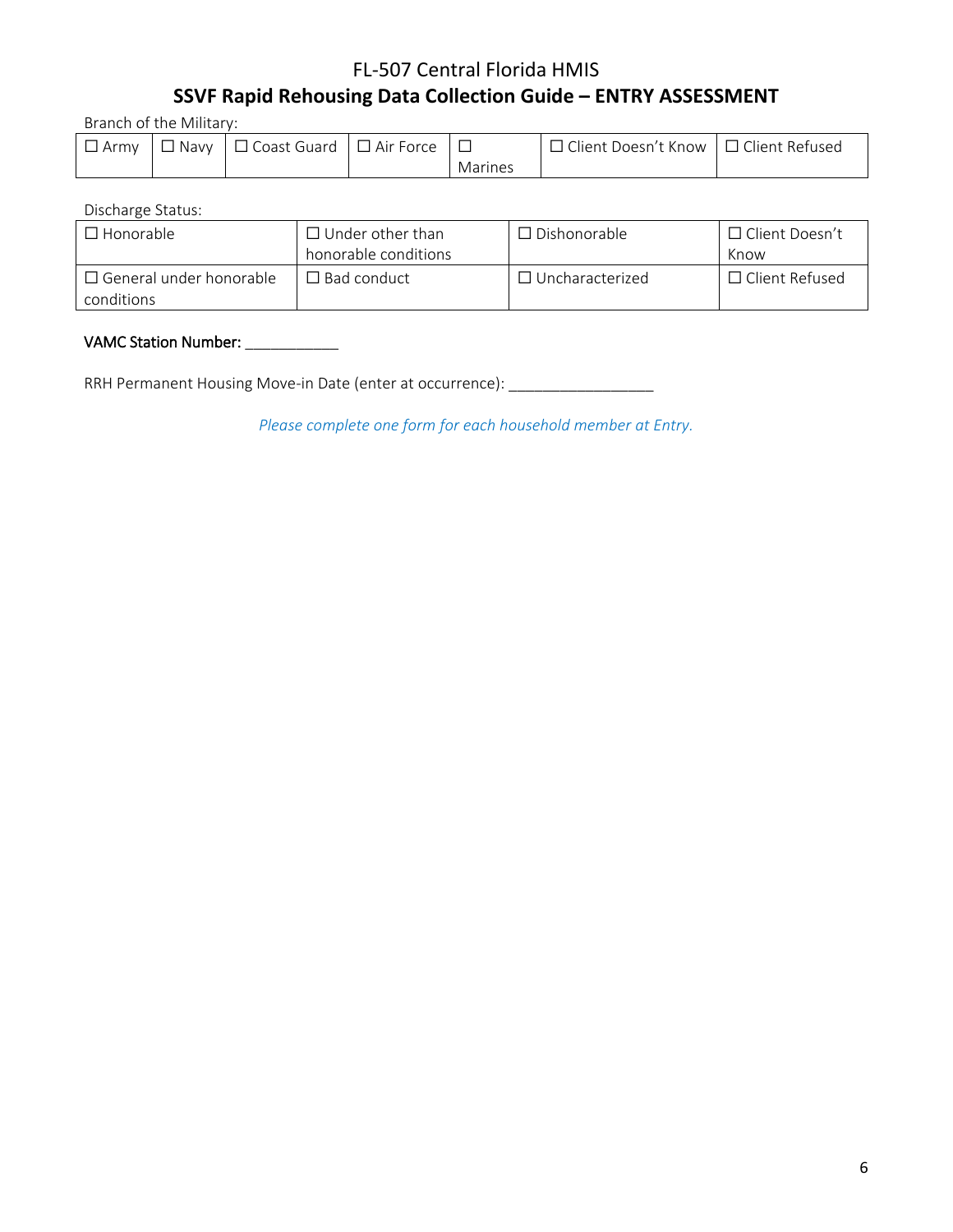FL-507 Central Florida HMIS

**SSVF Rapid Rehousing Data Collection Guide – ENTRY ASSESSMENT**

Branch of the Military:

| | | | | | | |
|---|---|---|---|---|---|---|
| ☐ Army | ☐ Navy | ☐ Coast Guard | ☐ Air Force | ☐ Marines | ☐ Client Doesn't Know | ☐ Client Refused |

Discharge Status:

| | | | |
|---|---|---|---|
| ☐ Honorable | ☐ Under other than honorable conditions | ☐ Dishonorable | ☐ Client Doesn't Know |
| ☐ General under honorable conditions | ☐ Bad conduct | ☐ Uncharacterized | ☐ Client Refused |

VAMC Station Number: ___________

RRH Permanent Housing Move-in Date (enter at occurrence): _________________

*Please complete one form for each household member at Entry.*